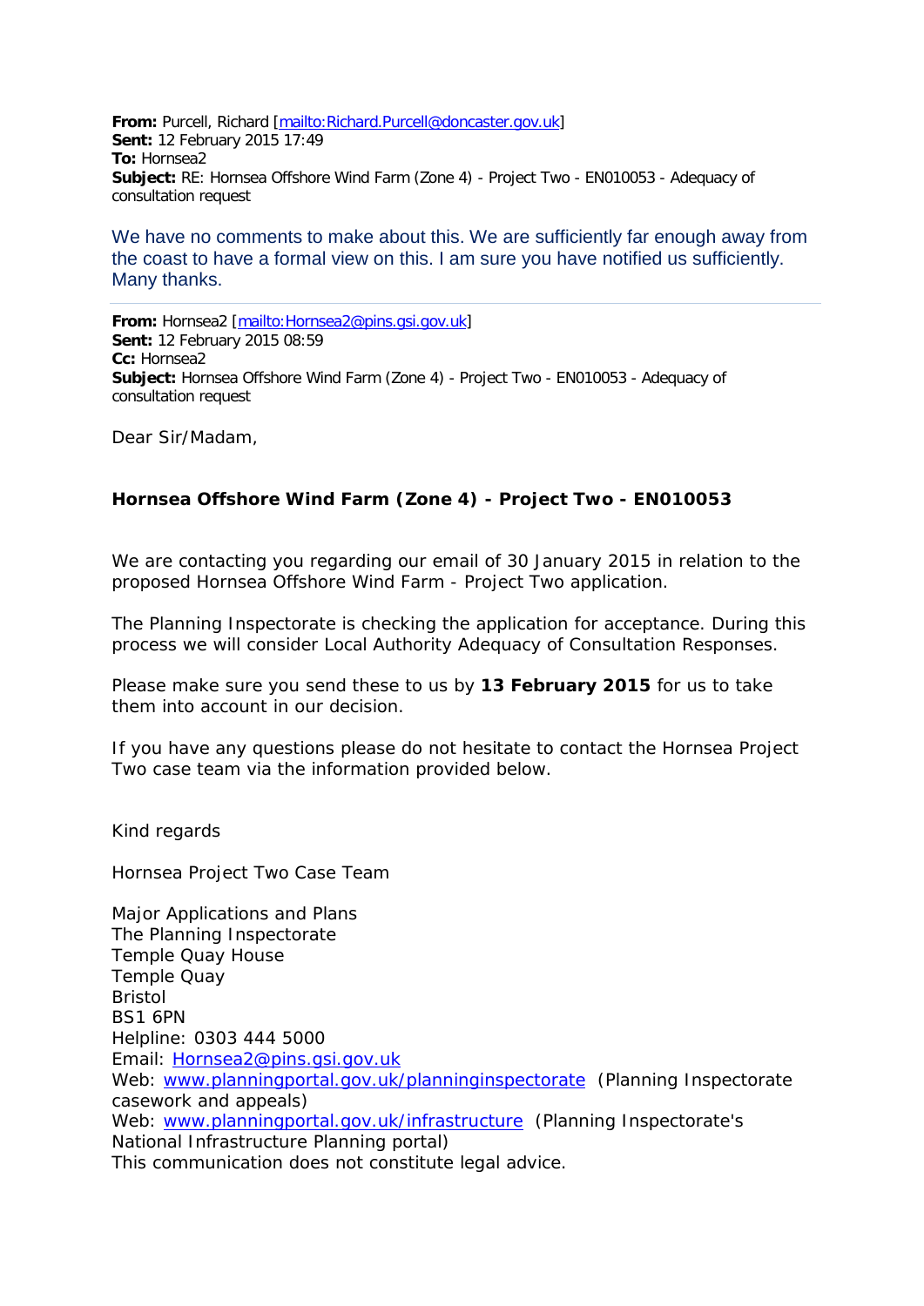**From:** Purcell, Richard [mailto:Richard.Purcell@doncaster.gov.uk]
**Sent:** 12 February 2015 17:49
**To:** Hornsea2
**Subject:** RE: Hornsea Offshore Wind Farm (Zone 4) - Project Two - EN010053 - Adequacy of consultation request

We have no comments to make about this. We are sufficiently far enough away from the coast to have a formal view on this. I am sure you have notified us sufficiently. Many thanks.

---

**From:** Hornsea2 [mailto:Hornsea2@pins.gsi.gov.uk]
**Sent:** 12 February 2015 08:59
**Cc:** Hornsea2
**Subject:** Hornsea Offshore Wind Farm (Zone 4) - Project Two - EN010053 - Adequacy of consultation request

Dear Sir/Madam,

**Hornsea Offshore Wind Farm (Zone 4) - Project Two - EN010053**

We are contacting you regarding our email of 30 January 2015 in relation to the proposed Hornsea Offshore Wind Farm - Project Two application.

The Planning Inspectorate is checking the application for acceptance. During this process we will consider Local Authority Adequacy of Consultation Responses.

Please make sure you send these to us by **13 February 2015** for us to take them into account in our decision.

If you have any questions please do not hesitate to contact the Hornsea Project Two case team via the information provided below.

Kind regards

Hornsea Project Two Case Team

Major Applications and Plans
The Planning Inspectorate
Temple Quay House
Temple Quay
Bristol
BS1 6PN
Helpline: 0303 444 5000
Email: Hornsea2@pins.gsi.gov.uk
Web: www.planningportal.gov.uk/planninginspectorate (Planning Inspectorate casework and appeals)
Web: www.planningportal.gov.uk/infrastructure (Planning Inspectorate's National Infrastructure Planning portal)
This communication does not constitute legal advice.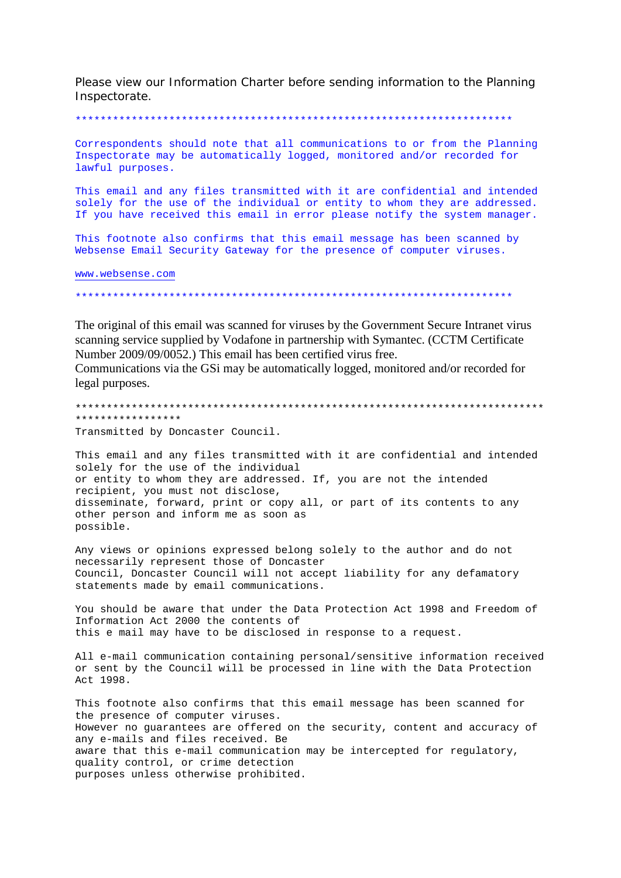Please view our Information Charter before sending information to the Planning Inspectorate.

**********************************************************************

Correspondents should note that all communications to or from the Planning Inspectorate may be automatically logged, monitored and/or recorded for lawful purposes.

This email and any files transmitted with it are confidential and intended solely for the use of the individual or entity to whom they are addressed. If you have received this email in error please notify the system manager.

This footnote also confirms that this email message has been scanned by Websense Email Security Gateway for the presence of computer viruses.

www.websense.com

**********************************************************************

The original of this email was scanned for viruses by the Government Secure Intranet virus scanning service supplied by Vodafone in partnership with Symantec. (CCTM Certificate Number 2009/09/0052.) This email has been certified virus free.
Communications via the GSi may be automatically logged, monitored and/or recorded for legal purposes.

****************************************************************************
*****************
Transmitted by Doncaster Council.

This email and any files transmitted with it are confidential and intended solely for the use of the individual
or entity to whom they are addressed. If, you are not the intended recipient, you must not disclose,
disseminate, forward, print or copy all, or part of its contents to any other person and inform me as soon as
possible.

Any views or opinions expressed belong solely to the author and do not necessarily represent those of Doncaster
Council, Doncaster Council will not accept liability for any defamatory statements made by email communications.

You should be aware that under the Data Protection Act 1998 and Freedom of Information Act 2000 the contents of
this e mail may have to be disclosed in response to a request.

All e-mail communication containing personal/sensitive information received or sent by the Council will be processed in line with the Data Protection Act 1998.

This footnote also confirms that this email message has been scanned for the presence of computer viruses.
However no guarantees are offered on the security, content and accuracy of any e-mails and files received. Be
aware that this e-mail communication may be intercepted for regulatory, quality control, or crime detection
purposes unless otherwise prohibited.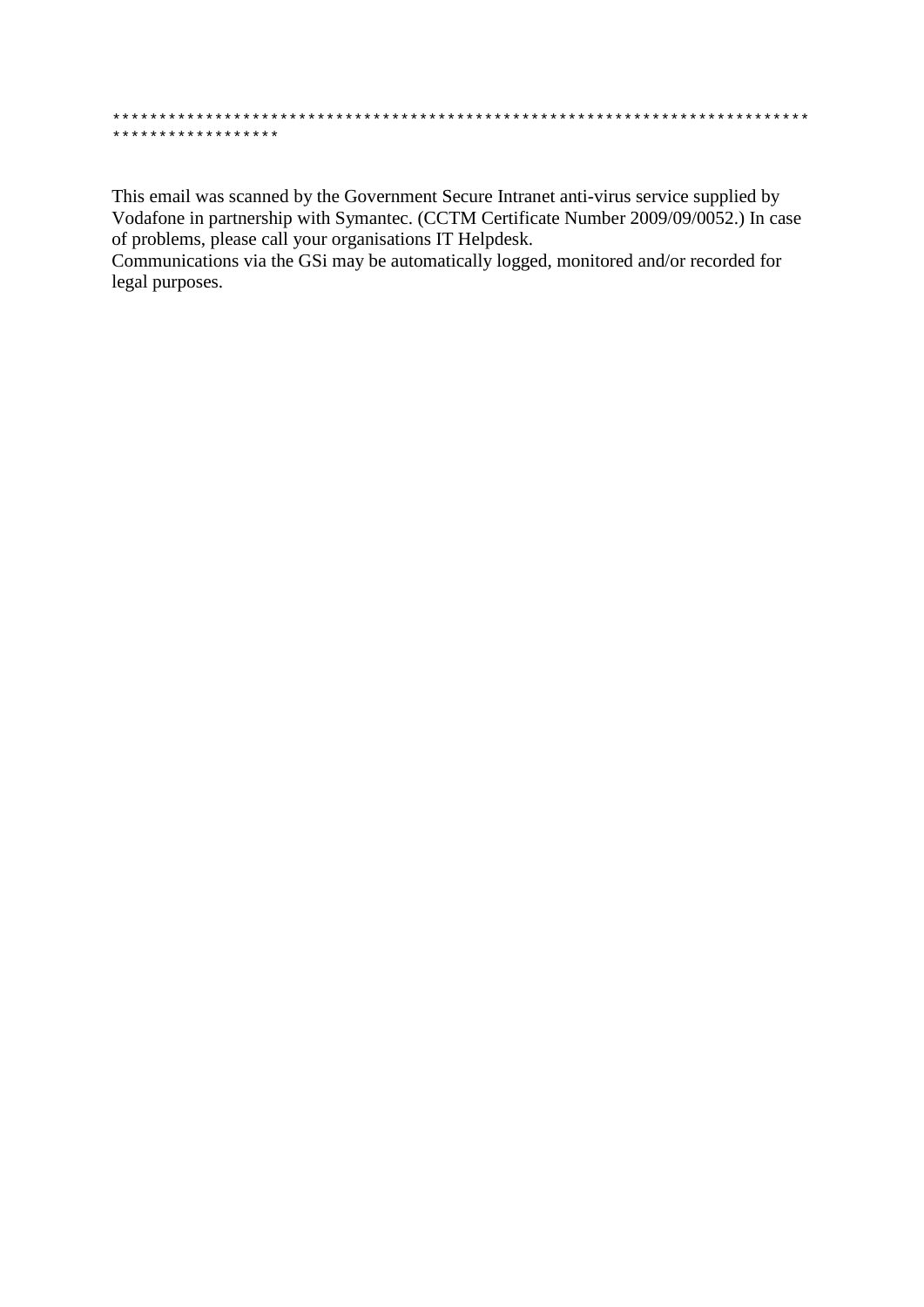********************************************************************************************

This email was scanned by the Government Secure Intranet anti-virus service supplied by Vodafone in partnership with Symantec. (CCTM Certificate Number 2009/09/0052.) In case of problems, please call your organisations IT Helpdesk.
Communications via the GSi may be automatically logged, monitored and/or recorded for legal purposes.